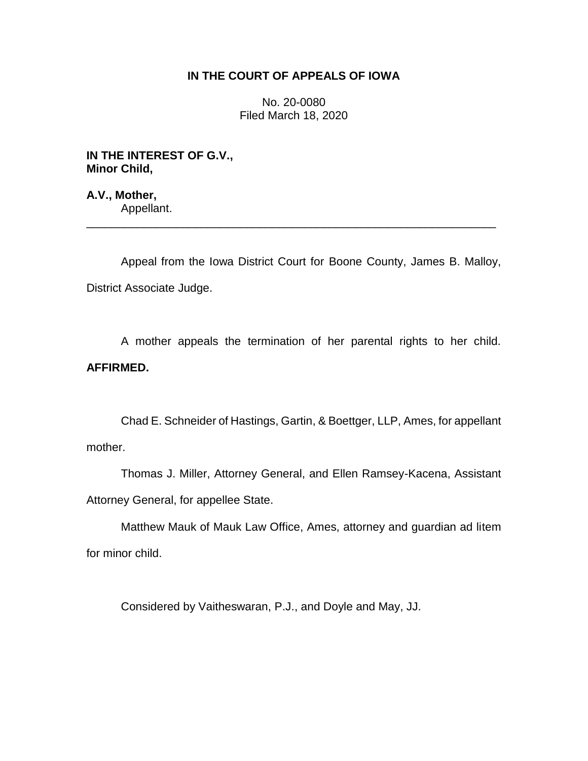**IN THE COURT OF APPEALS OF IOWA**

No. 20-0080
Filed March 18, 2020

**IN THE INTEREST OF G.V., Minor Child,**

**A.V., Mother,**
Appellant.

---

Appeal from the Iowa District Court for Boone County, James B. Malloy, District Associate Judge.

A mother appeals the termination of her parental rights to her child. **AFFIRMED.**

Chad E. Schneider of Hastings, Gartin, & Boettger, LLP, Ames, for appellant mother.

Thomas J. Miller, Attorney General, and Ellen Ramsey-Kacena, Assistant Attorney General, for appellee State.

Matthew Mauk of Mauk Law Office, Ames, attorney and guardian ad litem for minor child.

Considered by Vaitheswaran, P.J., and Doyle and May, JJ.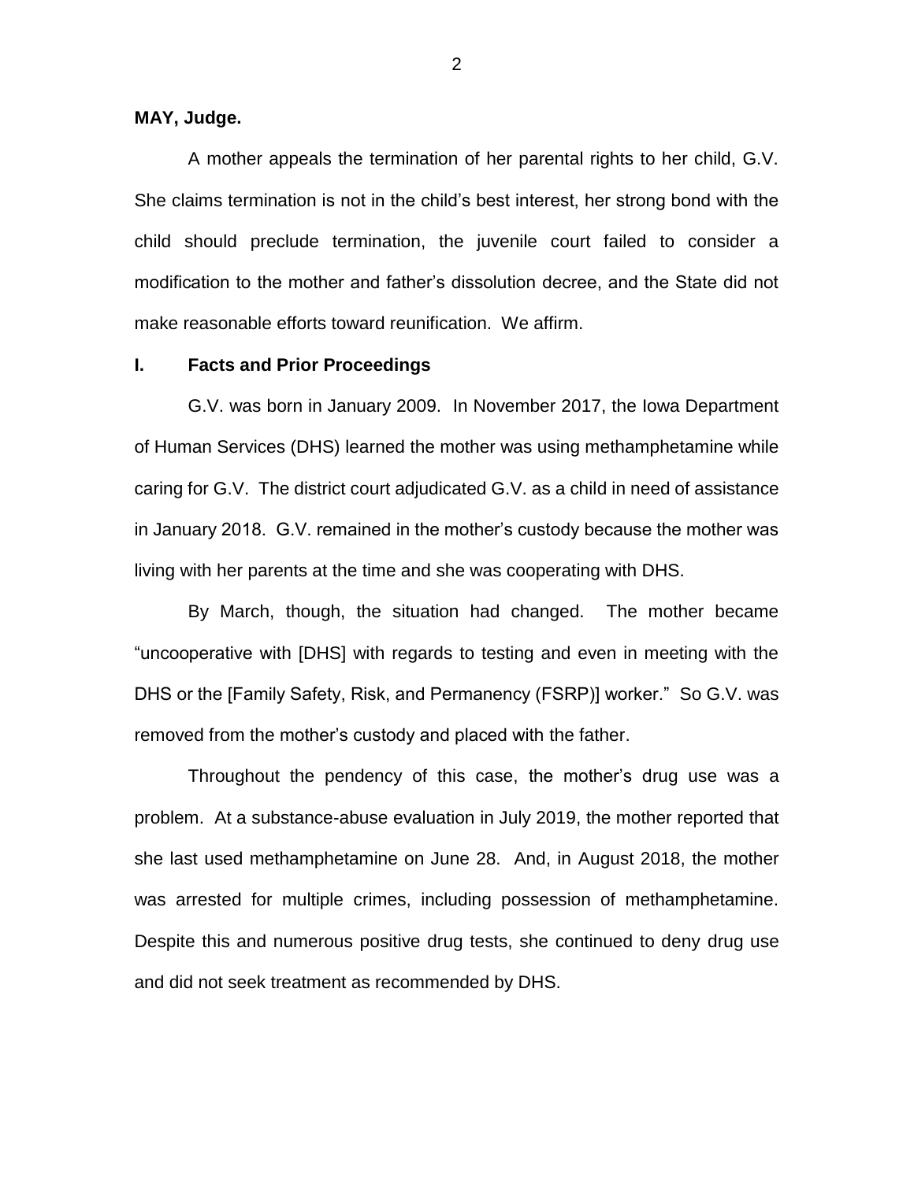**MAY, Judge.**

A mother appeals the termination of her parental rights to her child, G.V. She claims termination is not in the child's best interest, her strong bond with the child should preclude termination, the juvenile court failed to consider a modification to the mother and father's dissolution decree, and the State did not make reasonable efforts toward reunification. We affirm.

## I. Facts and Prior Proceedings

G.V. was born in January 2009. In November 2017, the Iowa Department of Human Services (DHS) learned the mother was using methamphetamine while caring for G.V. The district court adjudicated G.V. as a child in need of assistance in January 2018. G.V. remained in the mother's custody because the mother was living with her parents at the time and she was cooperating with DHS.

By March, though, the situation had changed. The mother became "uncooperative with [DHS] with regards to testing and even in meeting with the DHS or the [Family Safety, Risk, and Permanency (FSRP)] worker." So G.V. was removed from the mother's custody and placed with the father.

Throughout the pendency of this case, the mother's drug use was a problem. At a substance-abuse evaluation in July 2019, the mother reported that she last used methamphetamine on June 28. And, in August 2018, the mother was arrested for multiple crimes, including possession of methamphetamine. Despite this and numerous positive drug tests, she continued to deny drug use and did not seek treatment as recommended by DHS.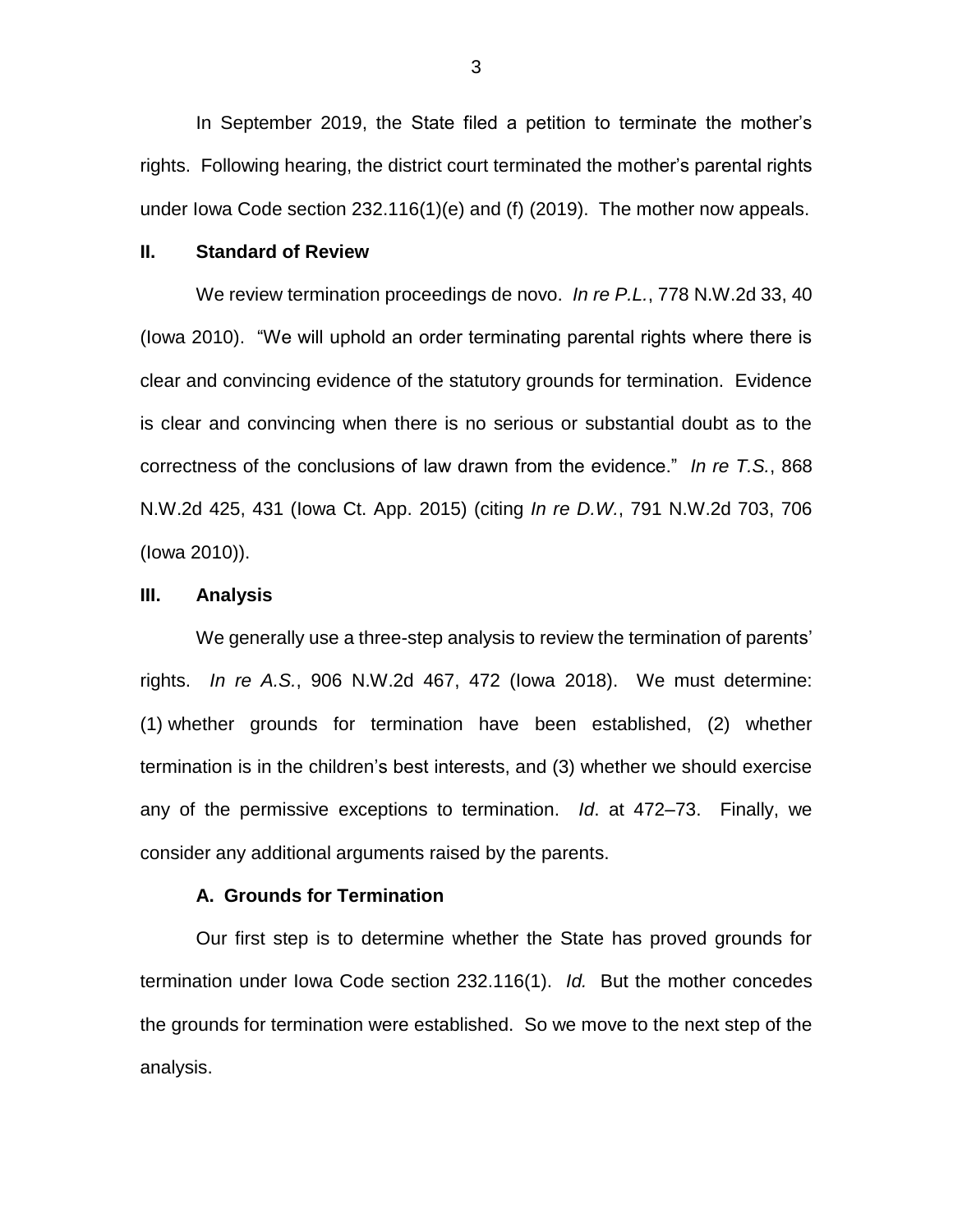In September 2019, the State filed a petition to terminate the mother's rights. Following hearing, the district court terminated the mother's parental rights under Iowa Code section 232.116(1)(e) and (f) (2019). The mother now appeals.

## II. Standard of Review

We review termination proceedings de novo. *In re P.L.*, 778 N.W.2d 33, 40 (Iowa 2010). "We will uphold an order terminating parental rights where there is clear and convincing evidence of the statutory grounds for termination. Evidence is clear and convincing when there is no serious or substantial doubt as to the correctness of the conclusions of law drawn from the evidence." *In re T.S.*, 868 N.W.2d 425, 431 (Iowa Ct. App. 2015) (citing *In re D.W.*, 791 N.W.2d 703, 706 (Iowa 2010)).

## III. Analysis

We generally use a three-step analysis to review the termination of parents' rights. *In re A.S.*, 906 N.W.2d 467, 472 (Iowa 2018). We must determine: (1) whether grounds for termination have been established, (2) whether termination is in the children's best interests, and (3) whether we should exercise any of the permissive exceptions to termination. *Id*. at 472–73. Finally, we consider any additional arguments raised by the parents.

### A. Grounds for Termination

Our first step is to determine whether the State has proved grounds for termination under Iowa Code section 232.116(1). *Id.* But the mother concedes the grounds for termination were established. So we move to the next step of the analysis.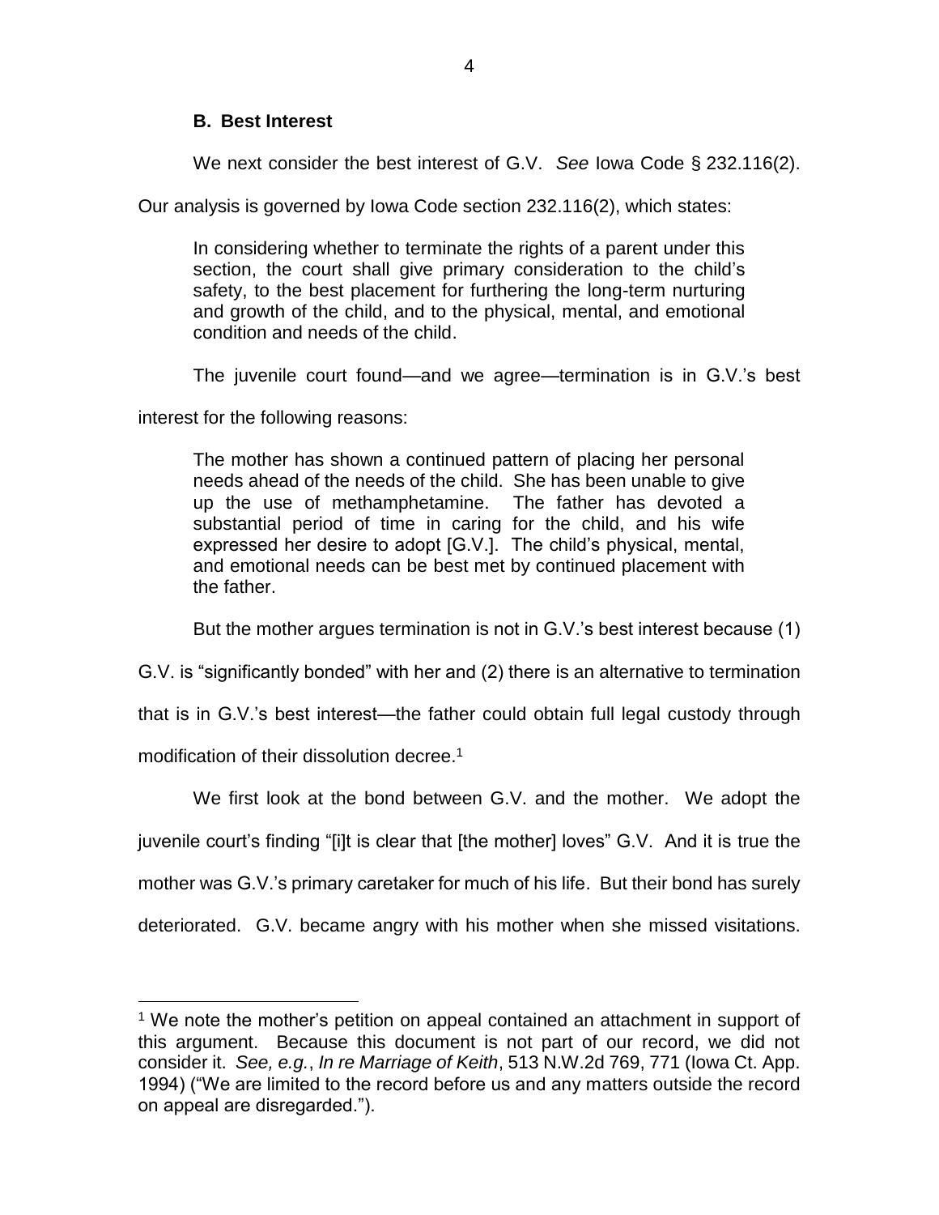### B. Best Interest

We next consider the best interest of G.V. *See* Iowa Code § 232.116(2). Our analysis is governed by Iowa Code section 232.116(2), which states:

> In considering whether to terminate the rights of a parent under this section, the court shall give primary consideration to the child's safety, to the best placement for furthering the long-term nurturing and growth of the child, and to the physical, mental, and emotional condition and needs of the child.

The juvenile court found—and we agree—termination is in G.V.'s best interest for the following reasons:

> The mother has shown a continued pattern of placing her personal needs ahead of the needs of the child. She has been unable to give up the use of methamphetamine. The father has devoted a substantial period of time in caring for the child, and his wife expressed her desire to adopt [G.V.]. The child's physical, mental, and emotional needs can be best met by continued placement with the father.

But the mother argues termination is not in G.V.'s best interest because (1) G.V. is "significantly bonded" with her and (2) there is an alternative to termination that is in G.V.'s best interest—the father could obtain full legal custody through modification of their dissolution decree.[1]

We first look at the bond between G.V. and the mother. We adopt the juvenile court's finding "[i]t is clear that [the mother] loves" G.V. And it is true the mother was G.V.'s primary caretaker for much of his life. But their bond has surely deteriorated. G.V. became angry with his mother when she missed visitations.

---

[1] We note the mother's petition on appeal contained an attachment in support of this argument. Because this document is not part of our record, we did not consider it. *See, e.g.*, *In re Marriage of Keith*, 513 N.W.2d 769, 771 (Iowa Ct. App. 1994) ("We are limited to the record before us and any matters outside the record on appeal are disregarded.").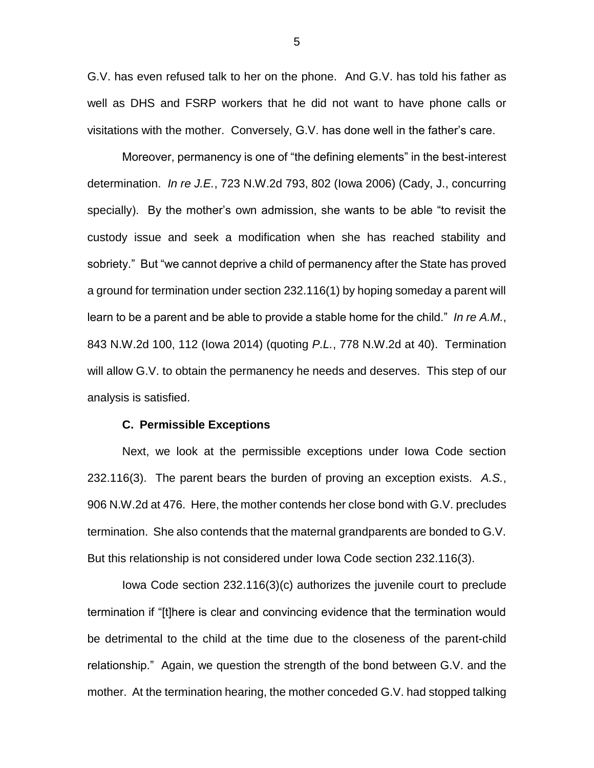G.V. has even refused talk to her on the phone. And G.V. has told his father as well as DHS and FSRP workers that he did not want to have phone calls or visitations with the mother. Conversely, G.V. has done well in the father's care.

Moreover, permanency is one of "the defining elements" in the best-interest determination. *In re J.E.*, 723 N.W.2d 793, 802 (Iowa 2006) (Cady, J., concurring specially). By the mother's own admission, she wants to be able "to revisit the custody issue and seek a modification when she has reached stability and sobriety." But "we cannot deprive a child of permanency after the State has proved a ground for termination under section 232.116(1) by hoping someday a parent will learn to be a parent and be able to provide a stable home for the child." *In re A.M.*, 843 N.W.2d 100, 112 (Iowa 2014) (quoting *P.L.*, 778 N.W.2d at 40). Termination will allow G.V. to obtain the permanency he needs and deserves. This step of our analysis is satisfied.

### C. Permissible Exceptions

Next, we look at the permissible exceptions under Iowa Code section 232.116(3). The parent bears the burden of proving an exception exists. *A.S.*, 906 N.W.2d at 476. Here, the mother contends her close bond with G.V. precludes termination. She also contends that the maternal grandparents are bonded to G.V. But this relationship is not considered under Iowa Code section 232.116(3).

Iowa Code section 232.116(3)(c) authorizes the juvenile court to preclude termination if "[t]here is clear and convincing evidence that the termination would be detrimental to the child at the time due to the closeness of the parent-child relationship." Again, we question the strength of the bond between G.V. and the mother. At the termination hearing, the mother conceded G.V. had stopped talking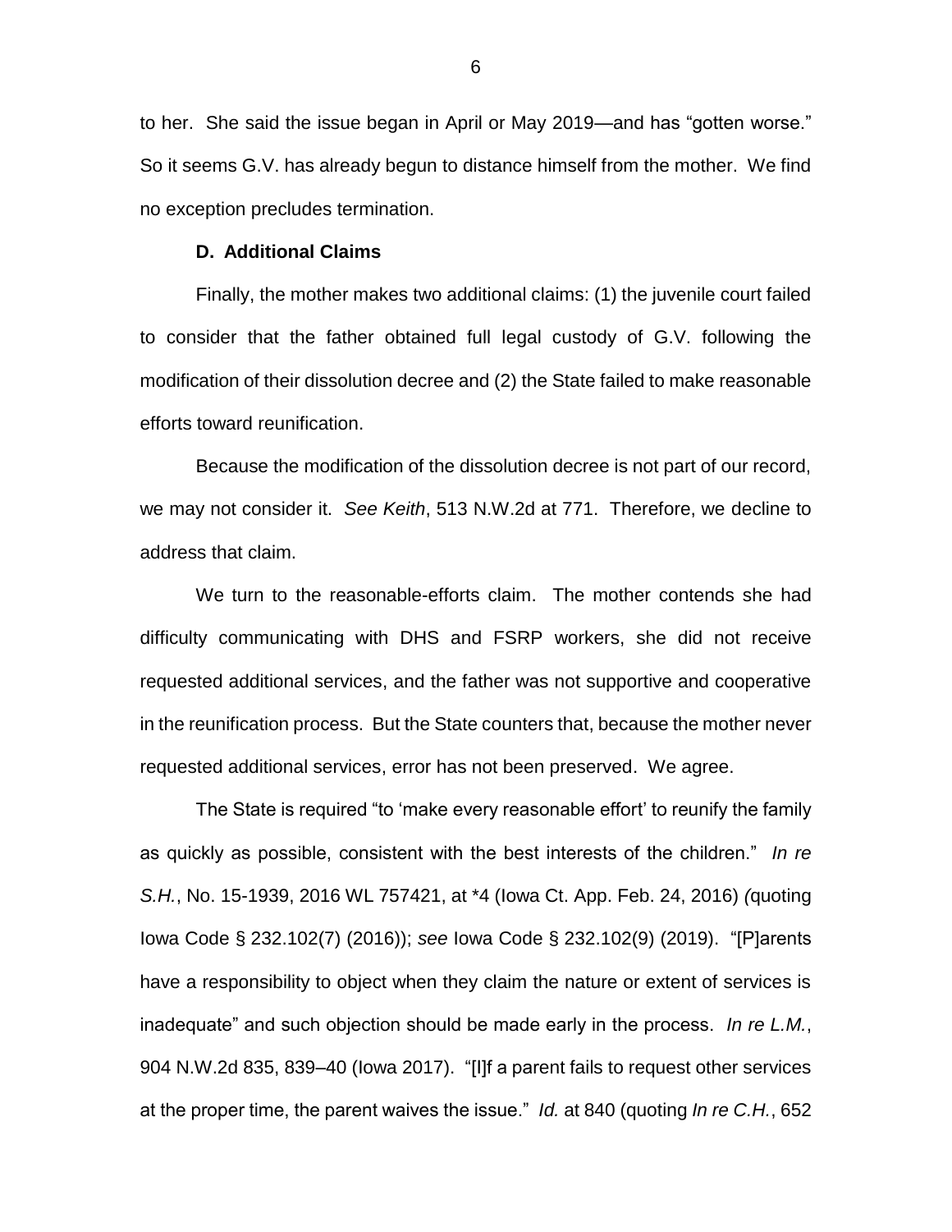to her. She said the issue began in April or May 2019—and has "gotten worse." So it seems G.V. has already begun to distance himself from the mother. We find no exception precludes termination.

**D. Additional Claims**

Finally, the mother makes two additional claims: (1) the juvenile court failed to consider that the father obtained full legal custody of G.V. following the modification of their dissolution decree and (2) the State failed to make reasonable efforts toward reunification.

Because the modification of the dissolution decree is not part of our record, we may not consider it. *See Keith*, 513 N.W.2d at 771. Therefore, we decline to address that claim.

We turn to the reasonable-efforts claim. The mother contends she had difficulty communicating with DHS and FSRP workers, she did not receive requested additional services, and the father was not supportive and cooperative in the reunification process. But the State counters that, because the mother never requested additional services, error has not been preserved. We agree.

The State is required "to 'make every reasonable effort' to reunify the family as quickly as possible, consistent with the best interests of the children." *In re S.H.*, No. 15-1939, 2016 WL 757421, at *4 (Iowa Ct. App. Feb. 24, 2016) (quoting Iowa Code § 232.102(7) (2016)); *see* Iowa Code § 232.102(9) (2019). "[P]arents have a responsibility to object when they claim the nature or extent of services is inadequate" and such objection should be made early in the process. *In re L.M.*, 904 N.W.2d 835, 839–40 (Iowa 2017). "[I]f a parent fails to request other services at the proper time, the parent waives the issue." *Id.* at 840 (quoting *In re C.H.*, 652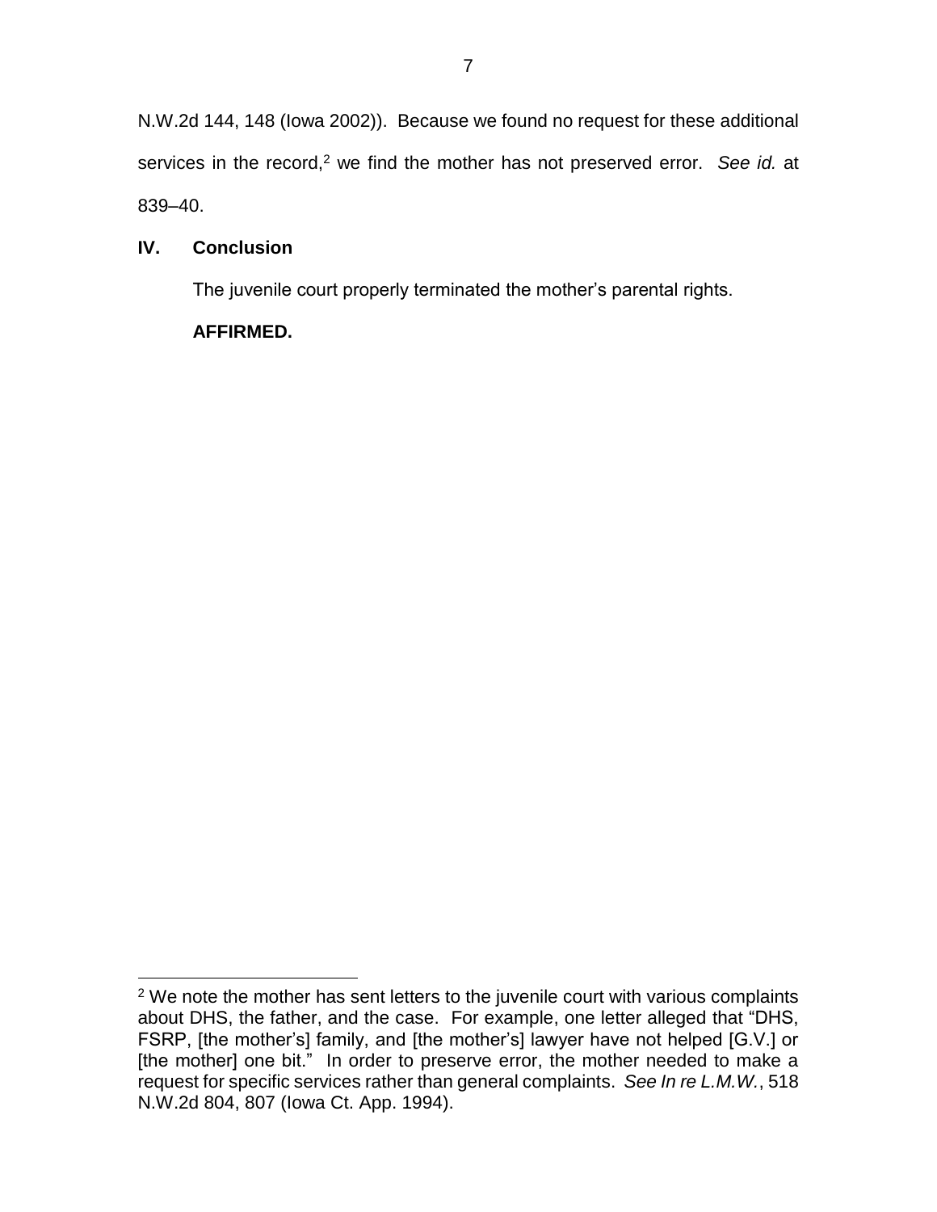N.W.2d 144, 148 (Iowa 2002)). Because we found no request for these additional services in the record,[2] we find the mother has not preserved error. *See id.* at 839–40.

## IV. Conclusion

The juvenile court properly terminated the mother's parental rights.

**AFFIRMED.**

---

[2] We note the mother has sent letters to the juvenile court with various complaints about DHS, the father, and the case. For example, one letter alleged that "DHS, FSRP, [the mother's] family, and [the mother's] lawyer have not helped [G.V.] or [the mother] one bit." In order to preserve error, the mother needed to make a request for specific services rather than general complaints. *See In re L.M.W.*, 518 N.W.2d 804, 807 (Iowa Ct. App. 1994).